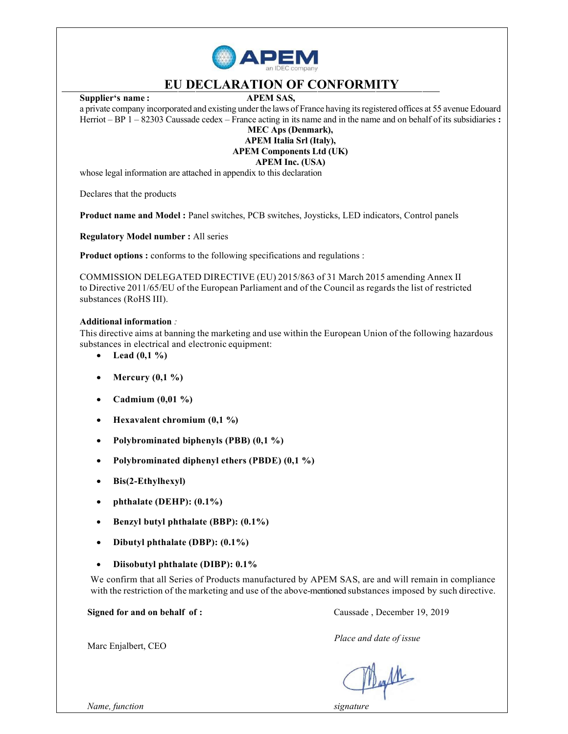# EU DECLARATION OF CONFORMITY

**Supplier's name : APEM SAS,**

a private company incorporated and existing under the laws of France having its registered offices at 55 avenue Edouard Herriot – BP 1 – 82303 Caussade cedex – France acting in its name and in the name and on behalf of its subsidiaries **:**

**MEC Aps (Denmark),**
**APEM Italia Srl (Italy),**
**APEM Components Ltd (UK)**
**APEM Inc. (USA)**

whose legal information are attached in appendix to this declaration

Declares that the products

**Product name and Model :** Panel switches, PCB switches, Joysticks, LED indicators, Control panels

**Regulatory Model number :** All series

**Product options :** conforms to the following specifications and regulations :

COMMISSION DELEGATED DIRECTIVE (EU) 2015/863 of 31 March 2015 amending Annex II to Directive 2011/65/EU of the European Parliament and of the Council as regards the list of restricted substances (RoHS III).

**Additional information** *:*

This directive aims at banning the marketing and use within the European Union of the following hazardous substances in electrical and electronic equipment:

- **Lead (0,1 %)**
- **Mercury (0,1 %)**
- **Cadmium (0,01 %)**
- **Hexavalent chromium (0,1 %)**
- **Polybrominated biphenyls (PBB) (0,1 %)**
- **Polybrominated diphenyl ethers (PBDE) (0,1 %)**
- **Bis(2-Ethylhexyl)**
- **phthalate (DEHP): (0.1%)**
- **Benzyl butyl phthalate (BBP): (0.1%)**
- **Dibutyl phthalate (DBP): (0.1%)**
- **Diisobutyl phthalate (DIBP): 0.1%**

We confirm that all Series of Products manufactured by APEM SAS, are and will remain in compliance with the restriction of the marketing and use of the above-mentioned substances imposed by such directive.

**Signed for and on behalf of :**

Caussade , December 19, 2019

*Place and date of issue*

Marc Enjalbert, CEO

*Name, function*

*signature*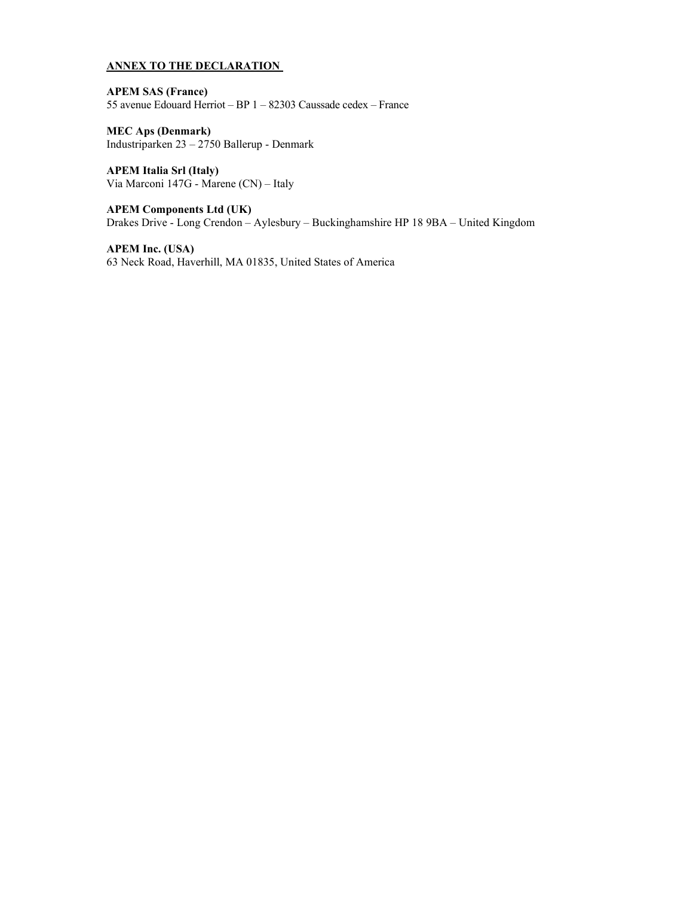**ANNEX TO THE DECLARATION**

**APEM SAS (France)**
55 avenue Edouard Herriot – BP 1 – 82303 Caussade cedex – France

**MEC Aps (Denmark)**
Industriparken 23 – 2750 Ballerup - Denmark

**APEM Italia Srl (Italy)**
Via Marconi 147G - Marene (CN) – Italy

**APEM Components Ltd (UK)**
Drakes Drive - Long Crendon – Aylesbury – Buckinghamshire HP 18 9BA – United Kingdom

**APEM Inc. (USA)**
63 Neck Road, Haverhill, MA 01835, United States of America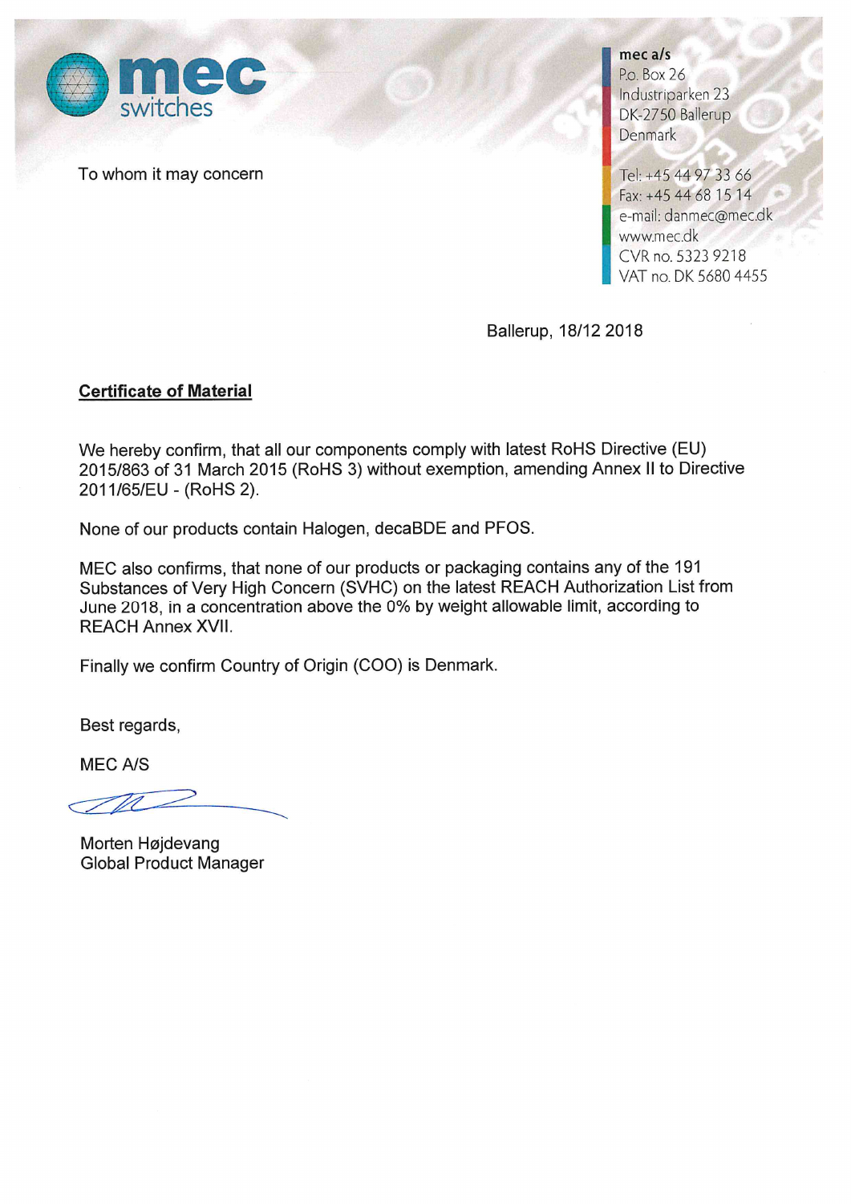mec switches

**mec a/s**
P.o. Box 26
Industriparken 23
DK-2750 Ballerup
Denmark

Tel: +45 44 97 33 66
Fax: +45 44 68 15 14
e-mail: danmec@mec.dk
www.mec.dk
CVR no. 5323 9218
VAT no. DK 5680 4455

To whom it may concern

Ballerup, 18/12 2018

**Certificate of Material**

We hereby confirm, that all our components comply with latest RoHS Directive (EU) 2015/863 of 31 March 2015 (RoHS 3) without exemption, amending Annex II to Directive 2011/65/EU - (RoHS 2).

None of our products contain Halogen, decaBDE and PFOS.

MEC also confirms, that none of our products or packaging contains any of the 191 Substances of Very High Concern (SVHC) on the latest REACH Authorization List from June 2018, in a concentration above the 0% by weight allowable limit, according to REACH Annex XVII.

Finally we confirm Country of Origin (COO) is Denmark.

Best regards,

MEC A/S

Morten Højdevang
Global Product Manager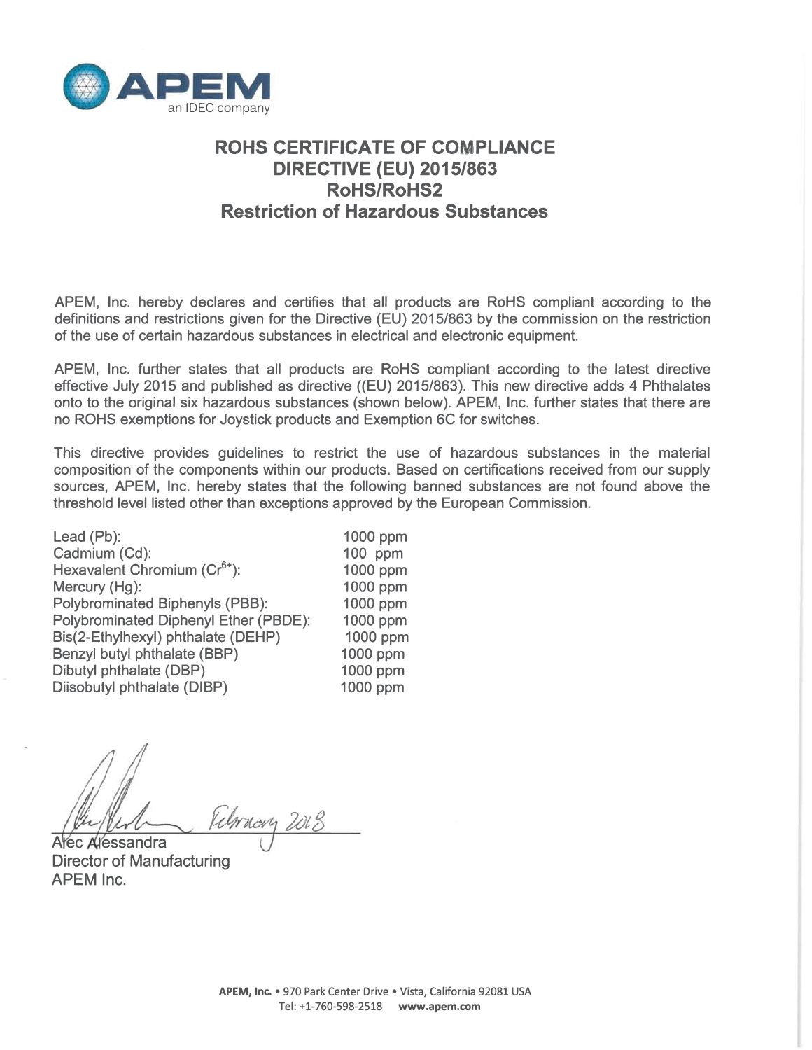APEM
an IDEC company

# ROHS CERTIFICATE OF COMPLIANCE
# DIRECTIVE (EU) 2015/863
# RoHS/RoHS2
# Restriction of Hazardous Substances

APEM, Inc. hereby declares and certifies that all products are RoHS compliant according to the definitions and restrictions given for the Directive (EU) 2015/863 by the commission on the restriction of the use of certain hazardous substances in electrical and electronic equipment.

APEM, Inc. further states that all products are RoHS compliant according to the latest directive effective July 2015 and published as directive ((EU) 2015/863). This new directive adds 4 Phthalates onto to the original six hazardous substances (shown below). APEM, Inc. further states that there are no ROHS exemptions for Joystick products and Exemption 6C for switches.

This directive provides guidelines to restrict the use of hazardous substances in the material composition of the components within our products. Based on certifications received from our supply sources, APEM, Inc. hereby states that the following banned substances are not found above the threshold level listed other than exceptions approved by the European Commission.

| | |
|---|---|
| Lead (Pb): | 1000 ppm |
| Cadmium (Cd): | 100 ppm |
| Hexavalent Chromium ($Cr^{6+}$): | 1000 ppm |
| Mercury (Hg): | 1000 ppm |
| Polybrominated Biphenyls (PBB): | 1000 ppm |
| Polybrominated Diphenyl Ether (PBDE): | 1000 ppm |
| Bis(2-Ethylhexyl) phthalate (DEHP) | 1000 ppm |
| Benzyl butyl phthalate (BBP) | 1000 ppm |
| Dibutyl phthalate (DBP) | 1000 ppm |
| Diisobutyl phthalate (DIBP) | 1000 ppm |

February 2018

Alec Alessandra
Director of Manufacturing
APEM Inc.

**APEM, Inc.** • 970 Park Center Drive • Vista, California 92081 USA
Tel: +1-760-598-2518 **www.apem.com**